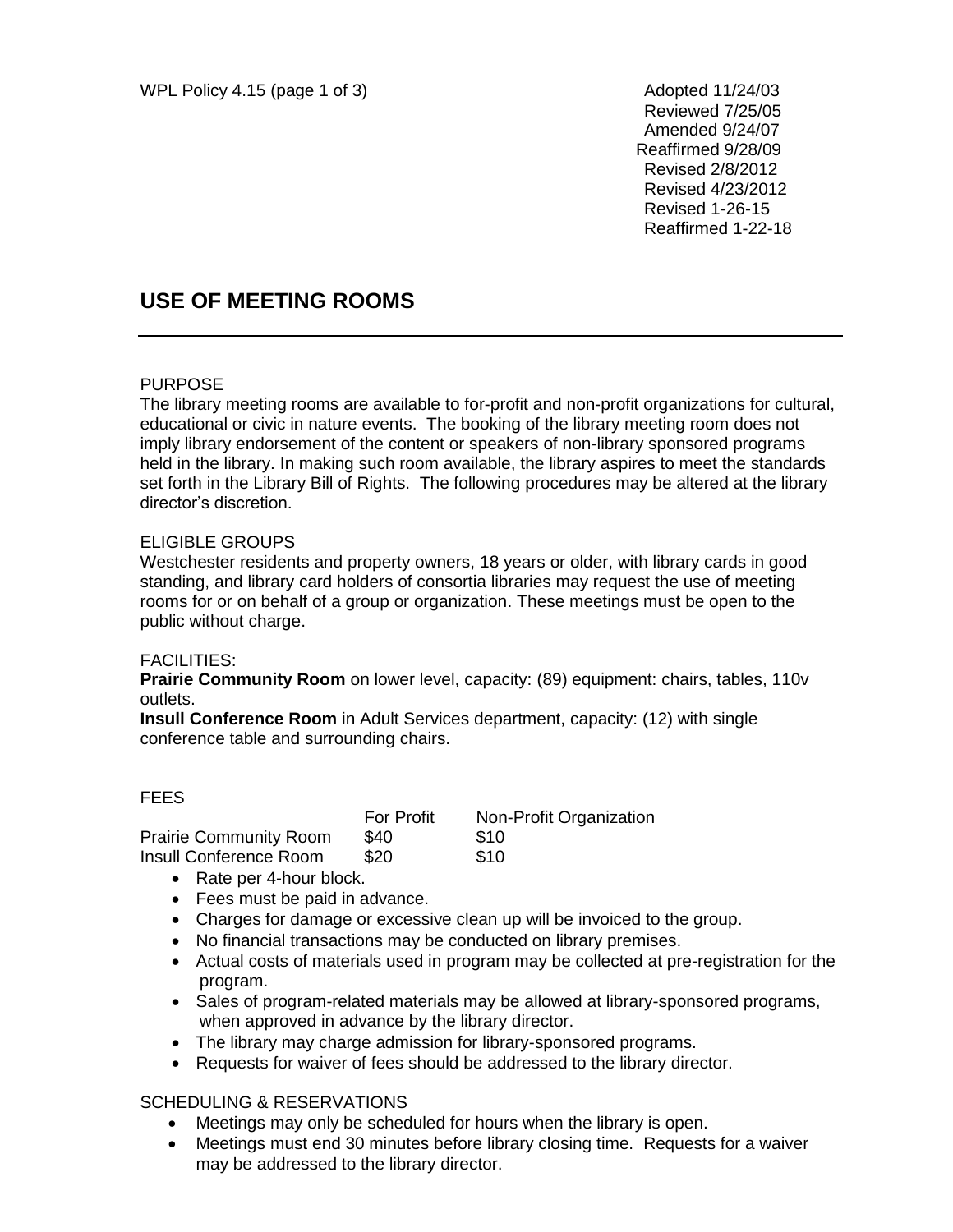WPL Policy 4.15

Adopted 11/24/03
Reviewed 7/25/05
Amended 9/24/07
Reaffirmed 9/28/09
Revised 2/8/2012
Revised 4/23/2012
Revised 1-26-15
Reaffirmed 1-22-18

# USE OF MEETING ROOMS

---

## PURPOSE

The library meeting rooms are available to for-profit and non-profit organizations for cultural, educational or civic in nature events. The booking of the library meeting room does not imply library endorsement of the content or speakers of non-library sponsored programs held in the library. In making such room available, the library aspires to meet the standards set forth in the Library Bill of Rights. The following procedures may be altered at the library director's discretion.

## ELIGIBLE GROUPS

Westchester residents and property owners, 18 years or older, with library cards in good standing, and library card holders of consortia libraries may request the use of meeting rooms for or on behalf of a group or organization. These meetings must be open to the public without charge.

## FACILITIES:

**Prairie Community Room** on lower level, capacity: (89) equipment: chairs, tables, 110v outlets.

**Insull Conference Room** in Adult Services department, capacity: (12) with single conference table and surrounding chairs.

## FEES

| | For Profit | Non-Profit Organization |
|---|---|---|
| Prairie Community Room | $40 | $10 |
| Insull Conference Room | $20 | $10 |

- Rate per 4-hour block.
- Fees must be paid in advance.
- Charges for damage or excessive clean up will be invoiced to the group.
- No financial transactions may be conducted on library premises.
- Actual costs of materials used in program may be collected at pre-registration for the program.
- Sales of program-related materials may be allowed at library-sponsored programs, when approved in advance by the library director.
- The library may charge admission for library-sponsored programs.
- Requests for waiver of fees should be addressed to the library director.

## SCHEDULING & RESERVATIONS

- Meetings may only be scheduled for hours when the library is open.
- Meetings must end 30 minutes before library closing time. Requests for a waiver may be addressed to the library director.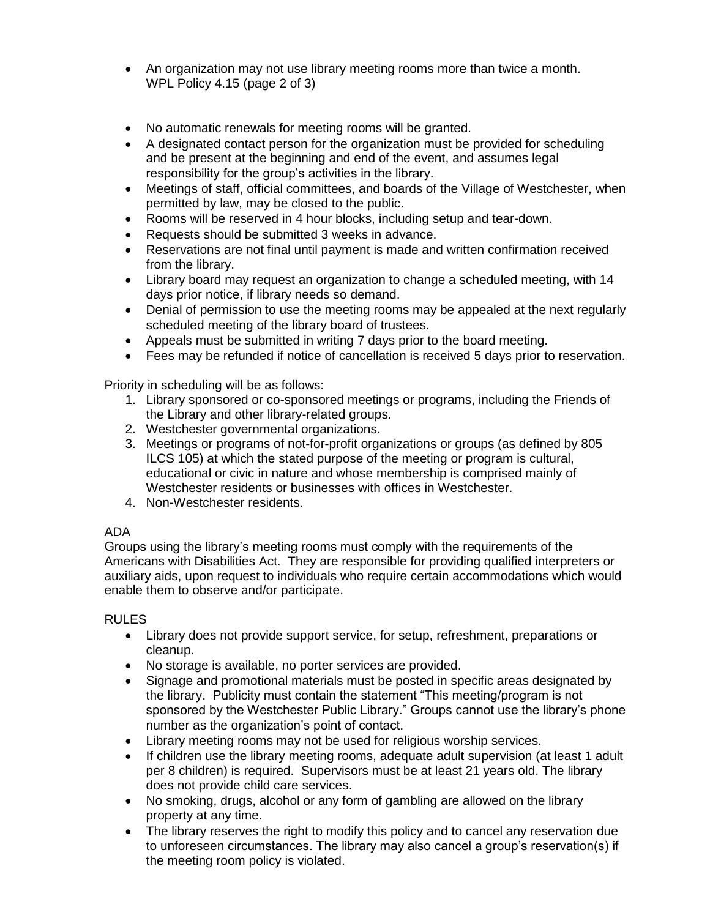- An organization may not use library meeting rooms more than twice a month.
- No automatic renewals for meeting rooms will be granted.
- A designated contact person for the organization must be provided for scheduling and be present at the beginning and end of the event, and assumes legal responsibility for the group's activities in the library.
- Meetings of staff, official committees, and boards of the Village of Westchester, when permitted by law, may be closed to the public.
- Rooms will be reserved in 4 hour blocks, including setup and tear-down.
- Requests should be submitted 3 weeks in advance.
- Reservations are not final until payment is made and written confirmation received from the library.
- Library board may request an organization to change a scheduled meeting, with 14 days prior notice, if library needs so demand.
- Denial of permission to use the meeting rooms may be appealed at the next regularly scheduled meeting of the library board of trustees.
- Appeals must be submitted in writing 7 days prior to the board meeting.
- Fees may be refunded if notice of cancellation is received 5 days prior to reservation.

Priority in scheduling will be as follows:

1. Library sponsored or co-sponsored meetings or programs, including the Friends of the Library and other library-related groups.
2. Westchester governmental organizations.
3. Meetings or programs of not-for-profit organizations or groups (as defined by 805 ILCS 105) at which the stated purpose of the meeting or program is cultural, educational or civic in nature and whose membership is comprised mainly of Westchester residents or businesses with offices in Westchester.
4. Non-Westchester residents.

ADA

Groups using the library's meeting rooms must comply with the requirements of the Americans with Disabilities Act. They are responsible for providing qualified interpreters or auxiliary aids, upon request to individuals who require certain accommodations which would enable them to observe and/or participate.

RULES

- Library does not provide support service, for setup, refreshment, preparations or cleanup.
- No storage is available, no porter services are provided.
- Signage and promotional materials must be posted in specific areas designated by the library. Publicity must contain the statement "This meeting/program is not sponsored by the Westchester Public Library." Groups cannot use the library's phone number as the organization's point of contact.
- Library meeting rooms may not be used for religious worship services.
- If children use the library meeting rooms, adequate adult supervision (at least 1 adult per 8 children) is required. Supervisors must be at least 21 years old. The library does not provide child care services.
- No smoking, drugs, alcohol or any form of gambling are allowed on the library property at any time.
- The library reserves the right to modify this policy and to cancel any reservation due to unforeseen circumstances. The library may also cancel a group's reservation(s) if the meeting room policy is violated.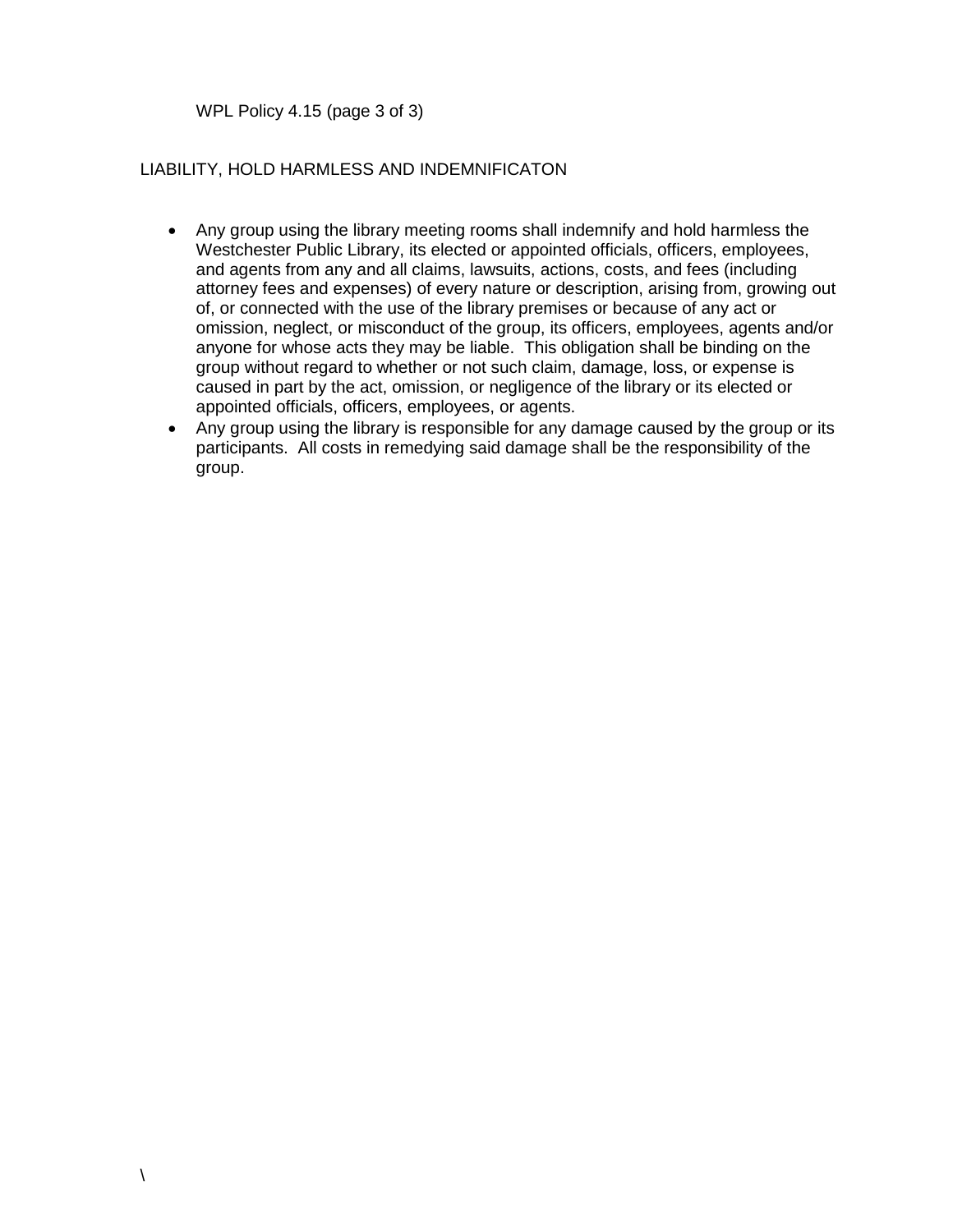## LIABILITY, HOLD HARMLESS AND INDEMNIFICATON

- Any group using the library meeting rooms shall indemnify and hold harmless the Westchester Public Library, its elected or appointed officials, officers, employees, and agents from any and all claims, lawsuits, actions, costs, and fees (including attorney fees and expenses) of every nature or description, arising from, growing out of, or connected with the use of the library premises or because of any act or omission, neglect, or misconduct of the group, its officers, employees, agents and/or anyone for whose acts they may be liable. This obligation shall be binding on the group without regard to whether or not such claim, damage, loss, or expense is caused in part by the act, omission, or negligence of the library or its elected or appointed officials, officers, employees, or agents.
- Any group using the library is responsible for any damage caused by the group or its participants. All costs in remedying said damage shall be the responsibility of the group.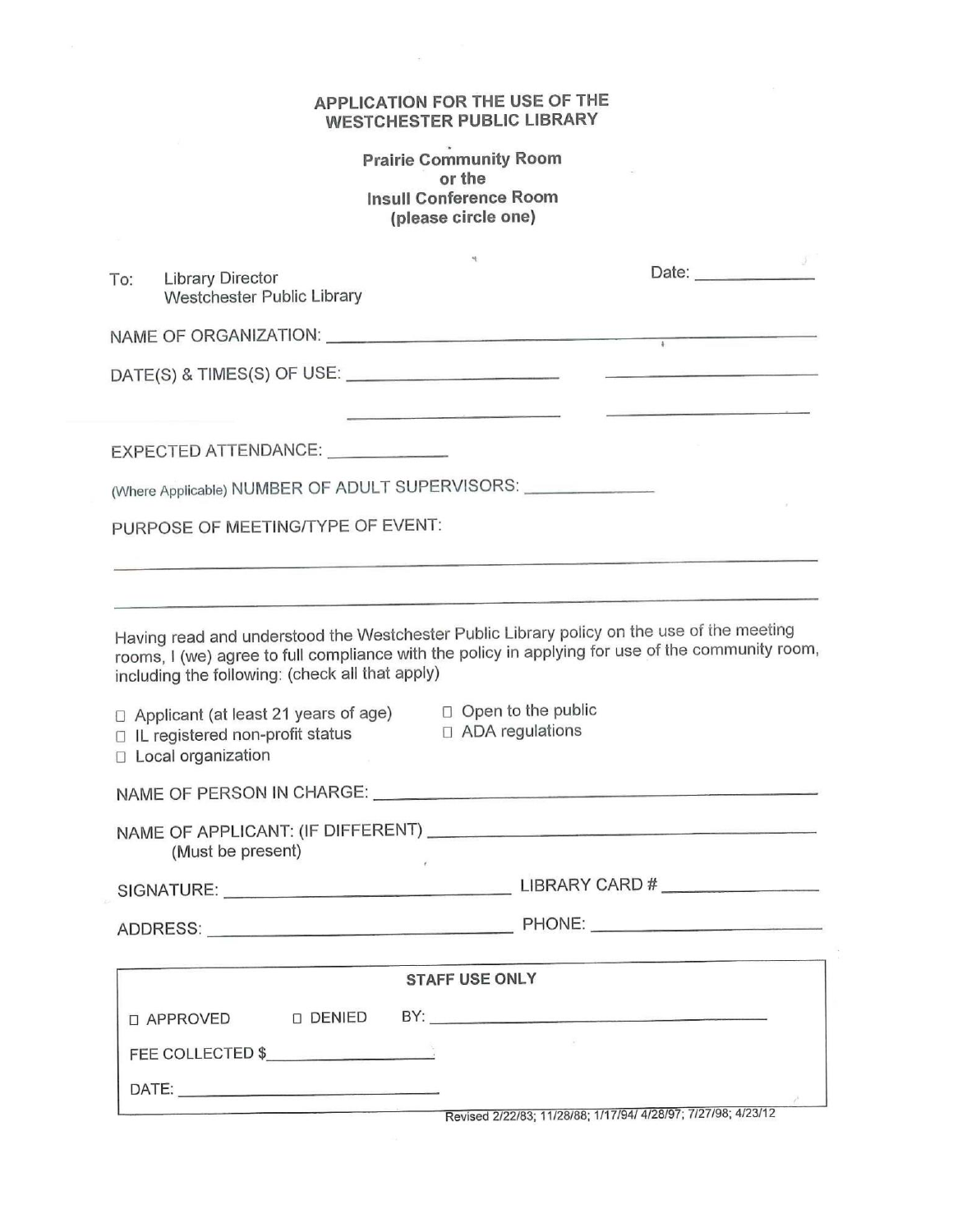# APPLICATION FOR THE USE OF THE WESTCHESTER PUBLIC LIBRARY

**Prairie Community Room**
**or the**
**Insull Conference Room**
**(please circle one)**

To: Library Director
Westchester Public Library

Date: ______________

NAME OF ORGANIZATION: ______________________________________________

DATE(S) & TIMES(S) OF USE: ______________________ ______________________

______________________ ______________________

EXPECTED ATTENDANCE: ______________

(Where Applicable) NUMBER OF ADULT SUPERVISORS: ______________

PURPOSE OF MEETING/TYPE OF EVENT:

______________________________________________________________________

______________________________________________________________________

Having read and understood the Westchester Public Library policy on the use of the meeting rooms, I (we) agree to full compliance with the policy in applying for use of the community room, including the following: (check all that apply)

- ☐ Applicant (at least 21 years of age)
- ☐ IL registered non-profit status
- ☐ Local organization
- ☐ Open to the public
- ☐ ADA regulations

NAME OF PERSON IN CHARGE: ______________________________________________

NAME OF APPLICANT: (IF DIFFERENT) ______________________________________
(Must be present)

SIGNATURE: ______________________________ LIBRARY CARD # ______________

ADDRESS: ________________________________ PHONE: ______________________

**STAFF USE ONLY**

☐ APPROVED ☐ DENIED BY: ______________________________

FEE COLLECTED $______________

DATE: ______________________

Revised 2/22/83; 11/28/88; 1/17/94/ 4/28/97; 7/27/98; 4/23/12